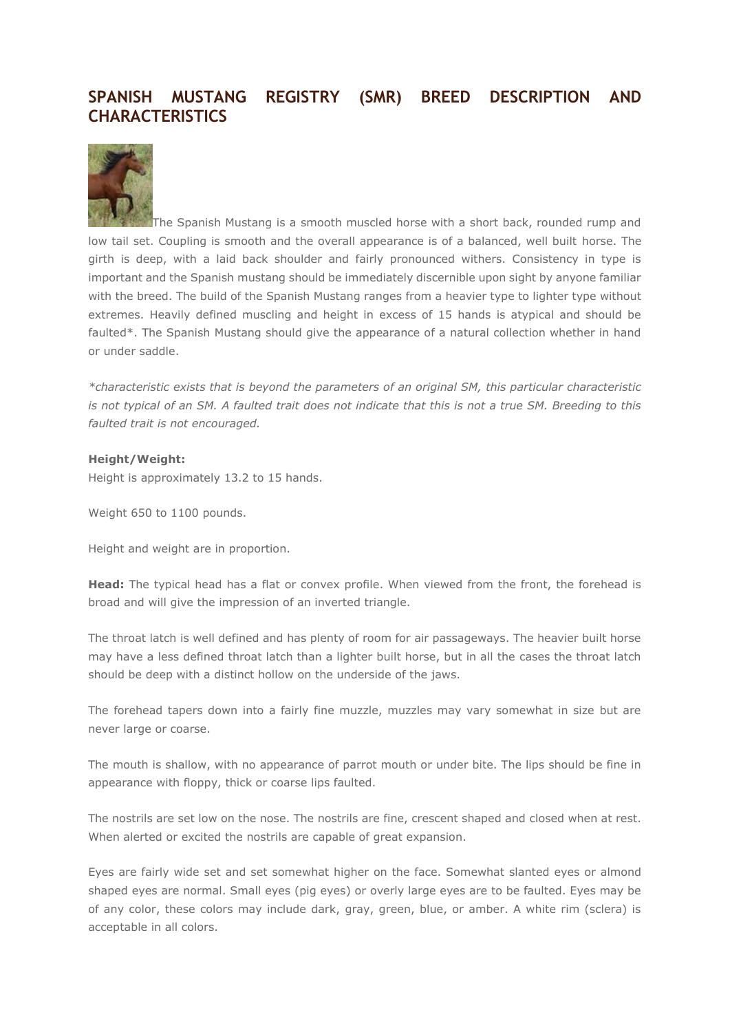# SPANISH MUSTANG REGISTRY (SMR) BREED DESCRIPTION AND CHARACTERISTICS

The Spanish Mustang is a smooth muscled horse with a short back, rounded rump and low tail set. Coupling is smooth and the overall appearance is of a balanced, well built horse. The girth is deep, with a laid back shoulder and fairly pronounced withers. Consistency in type is important and the Spanish mustang should be immediately discernible upon sight by anyone familiar with the breed. The build of the Spanish Mustang ranges from a heavier type to lighter type without extremes. Heavily defined muscling and height in excess of 15 hands is atypical and should be faulted*. The Spanish Mustang should give the appearance of a natural collection whether in hand or under saddle.

*\*characteristic exists that is beyond the parameters of an original SM, this particular characteristic is not typical of an SM. A faulted trait does not indicate that this is not a true SM. Breeding to this faulted trait is not encouraged.*

**Height/Weight:**
Height is approximately 13.2 to 15 hands.

Weight 650 to 1100 pounds.

Height and weight are in proportion.

**Head:** The typical head has a flat or convex profile. When viewed from the front, the forehead is broad and will give the impression of an inverted triangle.

The throat latch is well defined and has plenty of room for air passageways. The heavier built horse may have a less defined throat latch than a lighter built horse, but in all the cases the throat latch should be deep with a distinct hollow on the underside of the jaws.

The forehead tapers down into a fairly fine muzzle, muzzles may vary somewhat in size but are never large or coarse.

The mouth is shallow, with no appearance of parrot mouth or under bite. The lips should be fine in appearance with floppy, thick or coarse lips faulted.

The nostrils are set low on the nose. The nostrils are fine, crescent shaped and closed when at rest. When alerted or excited the nostrils are capable of great expansion.

Eyes are fairly wide set and set somewhat higher on the face. Somewhat slanted eyes or almond shaped eyes are normal. Small eyes (pig eyes) or overly large eyes are to be faulted. Eyes may be of any color, these colors may include dark, gray, green, blue, or amber. A white rim (sclera) is acceptable in all colors.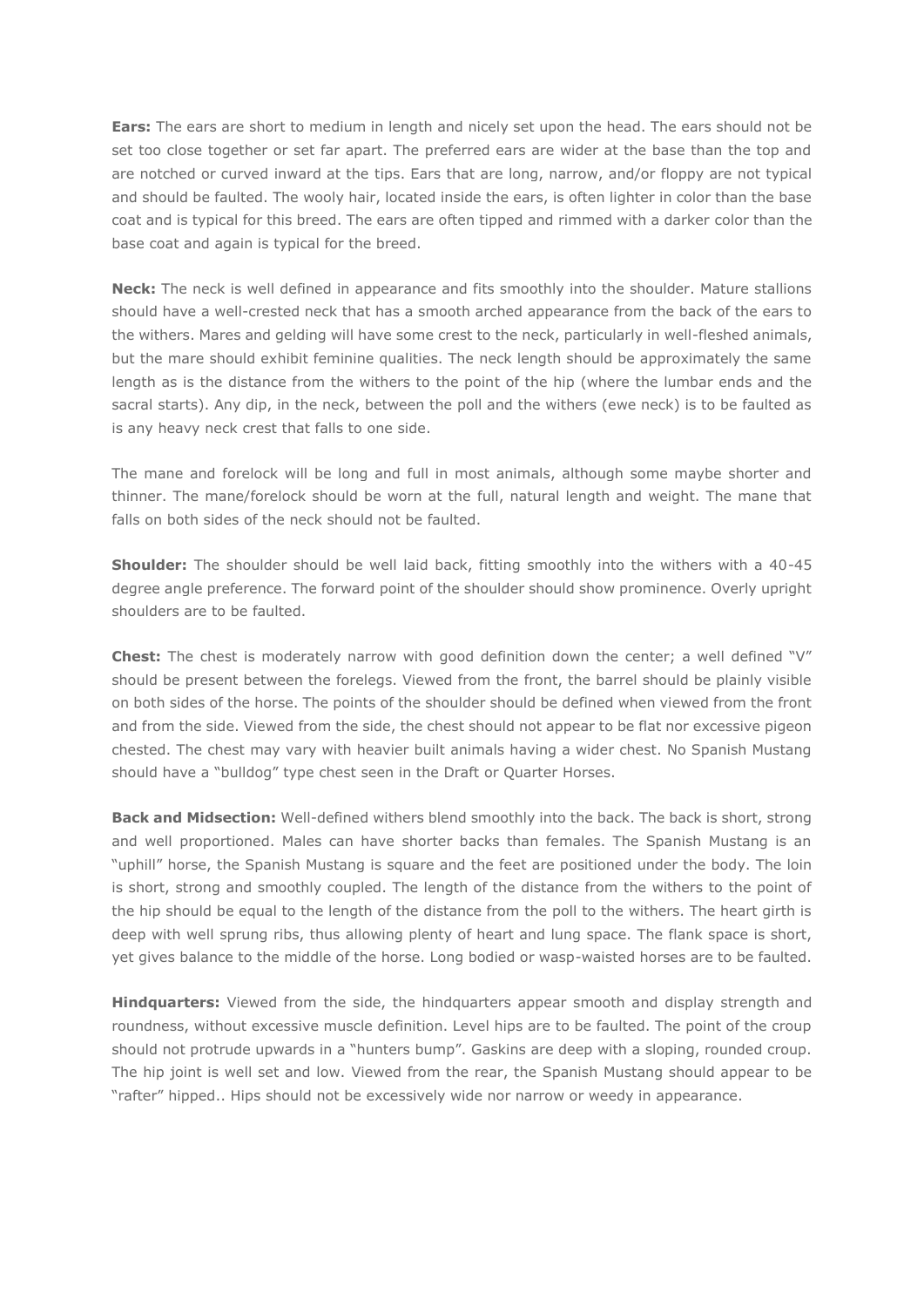**Ears:** The ears are short to medium in length and nicely set upon the head. The ears should not be set too close together or set far apart. The preferred ears are wider at the base than the top and are notched or curved inward at the tips. Ears that are long, narrow, and/or floppy are not typical and should be faulted. The wooly hair, located inside the ears, is often lighter in color than the base coat and is typical for this breed. The ears are often tipped and rimmed with a darker color than the base coat and again is typical for the breed.

**Neck:** The neck is well defined in appearance and fits smoothly into the shoulder. Mature stallions should have a well-crested neck that has a smooth arched appearance from the back of the ears to the withers. Mares and gelding will have some crest to the neck, particularly in well-fleshed animals, but the mare should exhibit feminine qualities. The neck length should be approximately the same length as is the distance from the withers to the point of the hip (where the lumbar ends and the sacral starts). Any dip, in the neck, between the poll and the withers (ewe neck) is to be faulted as is any heavy neck crest that falls to one side.

The mane and forelock will be long and full in most animals, although some maybe shorter and thinner. The mane/forelock should be worn at the full, natural length and weight. The mane that falls on both sides of the neck should not be faulted.

**Shoulder:** The shoulder should be well laid back, fitting smoothly into the withers with a 40-45 degree angle preference. The forward point of the shoulder should show prominence. Overly upright shoulders are to be faulted.

**Chest:** The chest is moderately narrow with good definition down the center; a well defined "V" should be present between the forelegs. Viewed from the front, the barrel should be plainly visible on both sides of the horse. The points of the shoulder should be defined when viewed from the front and from the side. Viewed from the side, the chest should not appear to be flat nor excessive pigeon chested. The chest may vary with heavier built animals having a wider chest. No Spanish Mustang should have a "bulldog" type chest seen in the Draft or Quarter Horses.

**Back and Midsection:** Well-defined withers blend smoothly into the back. The back is short, strong and well proportioned. Males can have shorter backs than females. The Spanish Mustang is an "uphill" horse, the Spanish Mustang is square and the feet are positioned under the body. The loin is short, strong and smoothly coupled. The length of the distance from the withers to the point of the hip should be equal to the length of the distance from the poll to the withers. The heart girth is deep with well sprung ribs, thus allowing plenty of heart and lung space. The flank space is short, yet gives balance to the middle of the horse. Long bodied or wasp-waisted horses are to be faulted.

**Hindquarters:** Viewed from the side, the hindquarters appear smooth and display strength and roundness, without excessive muscle definition. Level hips are to be faulted. The point of the croup should not protrude upwards in a "hunters bump". Gaskins are deep with a sloping, rounded croup. The hip joint is well set and low. Viewed from the rear, the Spanish Mustang should appear to be "rafter" hipped.. Hips should not be excessively wide nor narrow or weedy in appearance.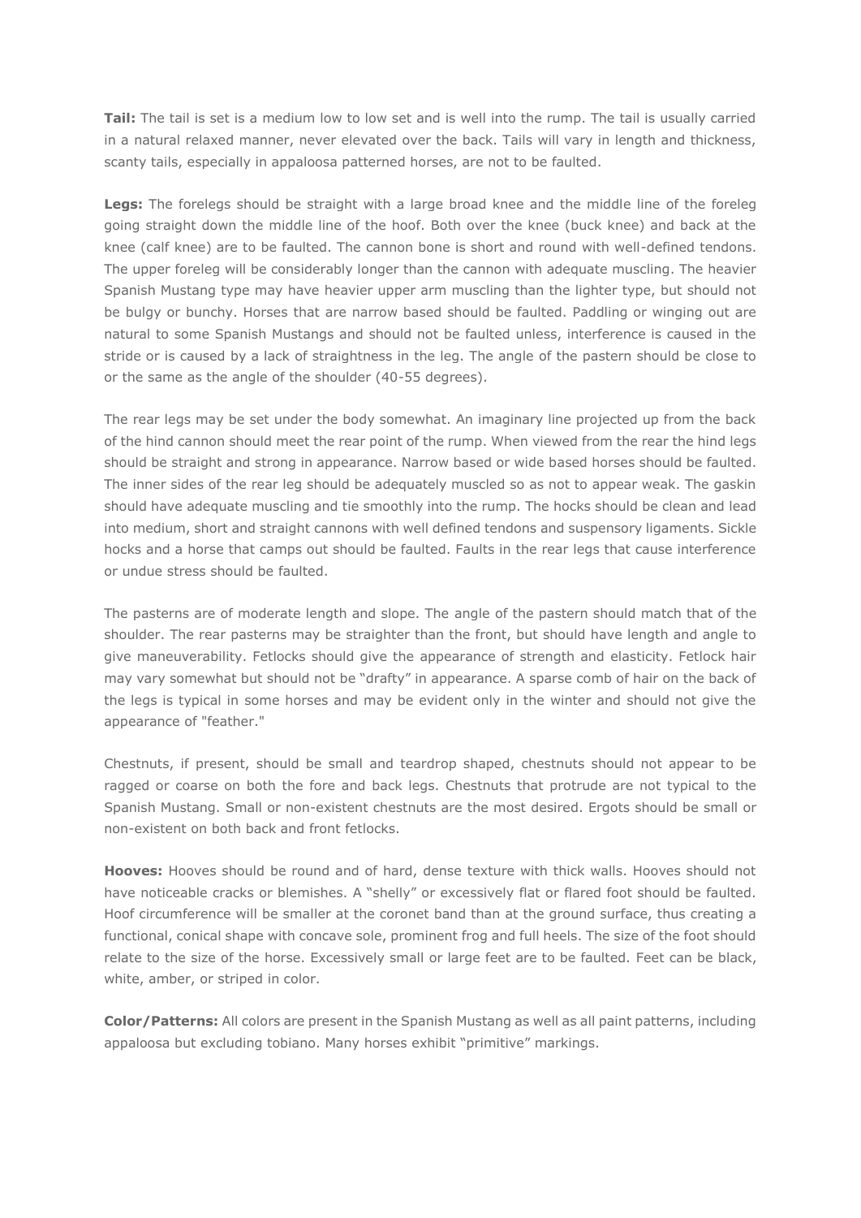**Tail:** The tail is set is a medium low to low set and is well into the rump. The tail is usually carried in a natural relaxed manner, never elevated over the back. Tails will vary in length and thickness, scanty tails, especially in appaloosa patterned horses, are not to be faulted.

**Legs:** The forelegs should be straight with a large broad knee and the middle line of the foreleg going straight down the middle line of the hoof. Both over the knee (buck knee) and back at the knee (calf knee) are to be faulted. The cannon bone is short and round with well-defined tendons. The upper foreleg will be considerably longer than the cannon with adequate muscling. The heavier Spanish Mustang type may have heavier upper arm muscling than the lighter type, but should not be bulgy or bunchy. Horses that are narrow based should be faulted. Paddling or winging out are natural to some Spanish Mustangs and should not be faulted unless, interference is caused in the stride or is caused by a lack of straightness in the leg. The angle of the pastern should be close to or the same as the angle of the shoulder (40-55 degrees).

The rear legs may be set under the body somewhat. An imaginary line projected up from the back of the hind cannon should meet the rear point of the rump. When viewed from the rear the hind legs should be straight and strong in appearance. Narrow based or wide based horses should be faulted. The inner sides of the rear leg should be adequately muscled so as not to appear weak. The gaskin should have adequate muscling and tie smoothly into the rump. The hocks should be clean and lead into medium, short and straight cannons with well defined tendons and suspensory ligaments. Sickle hocks and a horse that camps out should be faulted. Faults in the rear legs that cause interference or undue stress should be faulted.

The pasterns are of moderate length and slope. The angle of the pastern should match that of the shoulder. The rear pasterns may be straighter than the front, but should have length and angle to give maneuverability. Fetlocks should give the appearance of strength and elasticity. Fetlock hair may vary somewhat but should not be "drafty" in appearance. A sparse comb of hair on the back of the legs is typical in some horses and may be evident only in the winter and should not give the appearance of "feather."

Chestnuts, if present, should be small and teardrop shaped, chestnuts should not appear to be ragged or coarse on both the fore and back legs. Chestnuts that protrude are not typical to the Spanish Mustang. Small or non-existent chestnuts are the most desired. Ergots should be small or non-existent on both back and front fetlocks.

**Hooves:** Hooves should be round and of hard, dense texture with thick walls. Hooves should not have noticeable cracks or blemishes. A "shelly" or excessively flat or flared foot should be faulted. Hoof circumference will be smaller at the coronet band than at the ground surface, thus creating a functional, conical shape with concave sole, prominent frog and full heels. The size of the foot should relate to the size of the horse. Excessively small or large feet are to be faulted. Feet can be black, white, amber, or striped in color.

**Color/Patterns:** All colors are present in the Spanish Mustang as well as all paint patterns, including appaloosa but excluding tobiano. Many horses exhibit "primitive" markings.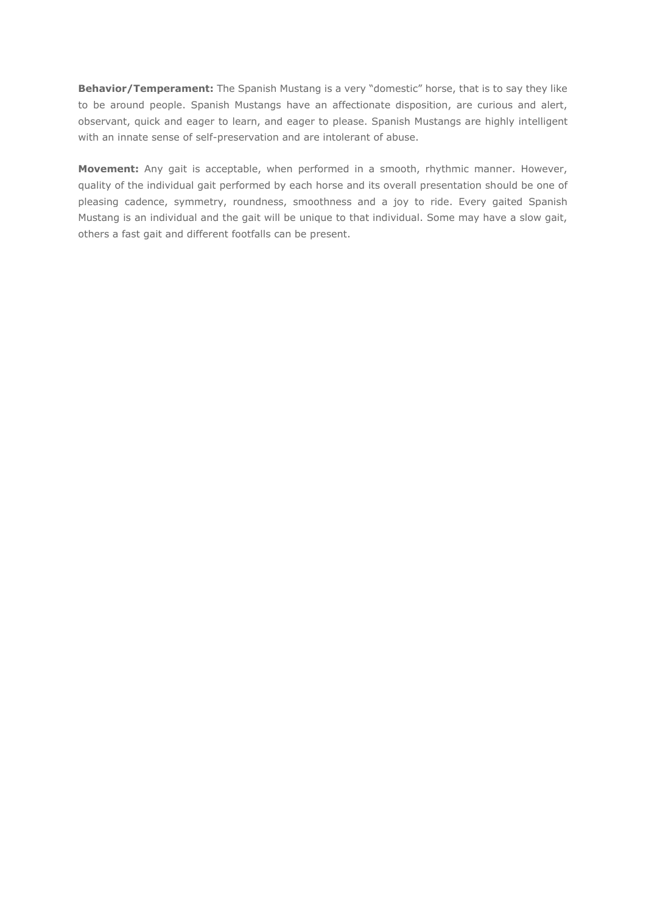**Behavior/Temperament:** The Spanish Mustang is a very "domestic" horse, that is to say they like to be around people. Spanish Mustangs have an affectionate disposition, are curious and alert, observant, quick and eager to learn, and eager to please. Spanish Mustangs are highly intelligent with an innate sense of self-preservation and are intolerant of abuse.

**Movement:** Any gait is acceptable, when performed in a smooth, rhythmic manner. However, quality of the individual gait performed by each horse and its overall presentation should be one of pleasing cadence, symmetry, roundness, smoothness and a joy to ride. Every gaited Spanish Mustang is an individual and the gait will be unique to that individual. Some may have a slow gait, others a fast gait and different footfalls can be present.